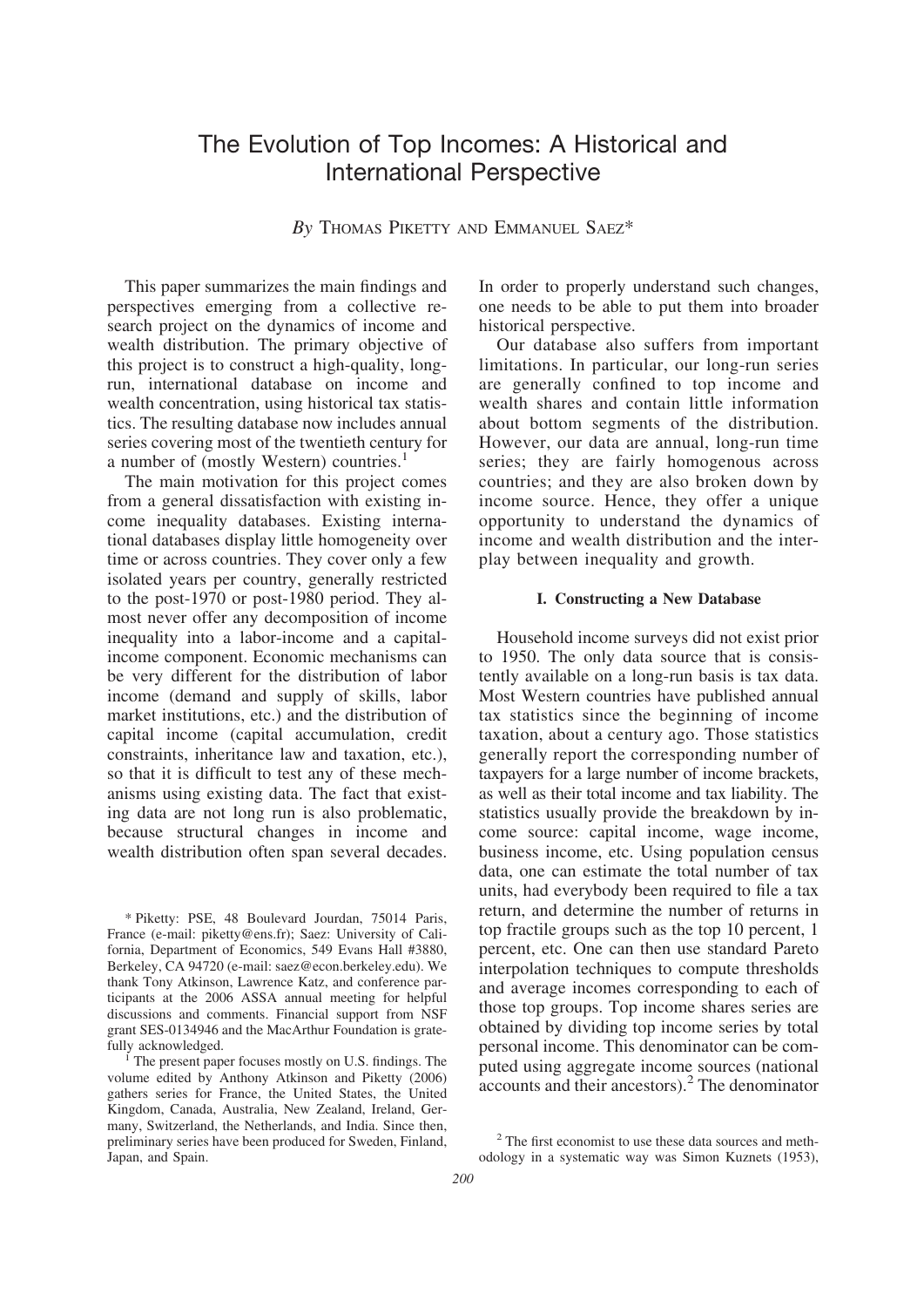# The Evolution of Top Incomes: A Historical and International Perspective

*By* THOMAS PIKETTY AND EMMANUEL SAEZ*

This paper summarizes the main findings and perspectives emerging from a collective research project on the dynamics of income and wealth distribution. The primary objective of this project is to construct a high-quality, long-run, international database on income and wealth concentration, using historical tax statistics. The resulting database now includes annual series covering most of the twentieth century for a number of (mostly Western) countries.[1]

The main motivation for this project comes from a general dissatisfaction with existing income inequality databases. Existing international databases display little homogeneity over time or across countries. They cover only a few isolated years per country, generally restricted to the post-1970 or post-1980 period. They almost never offer any decomposition of income inequality into a labor-income and a capital-income component. Economic mechanisms can be very different for the distribution of labor income (demand and supply of skills, labor market institutions, etc.) and the distribution of capital income (capital accumulation, credit constraints, inheritance law and taxation, etc.), so that it is difficult to test any of these mechanisms using existing data. The fact that existing data are not long run is also problematic, because structural changes in income and wealth distribution often span several decades. In order to properly understand such changes, one needs to be able to put them into broader historical perspective.

Our database also suffers from important limitations. In particular, our long-run series are generally confined to top income and wealth shares and contain little information about bottom segments of the distribution. However, our data are annual, long-run time series; they are fairly homogenous across countries; and they are also broken down by income source. Hence, they offer a unique opportunity to understand the dynamics of income and wealth distribution and the interplay between inequality and growth.

## I. Constructing a New Database

Household income surveys did not exist prior to 1950. The only data source that is consistently available on a long-run basis is tax data. Most Western countries have published annual tax statistics since the beginning of income taxation, about a century ago. Those statistics generally report the corresponding number of taxpayers for a large number of income brackets, as well as their total income and tax liability. The statistics usually provide the breakdown by income source: capital income, wage income, business income, etc. Using population census data, one can estimate the total number of tax units, had everybody been required to file a tax return, and determine the number of returns in top fractile groups such as the top 10 percent, 1 percent, etc. One can then use standard Pareto interpolation techniques to compute thresholds and average incomes corresponding to each of those top groups. Top income shares series are obtained by dividing top income series by total personal income. This denominator can be computed using aggregate income sources (national accounts and their ancestors).[2] The denominator

---

* Piketty: PSE, 48 Boulevard Jourdan, 75014 Paris, France (e-mail: piketty@ens.fr); Saez: University of California, Department of Economics, 549 Evans Hall #3880, Berkeley, CA 94720 (e-mail: saez@econ.berkeley.edu). We thank Tony Atkinson, Lawrence Katz, and conference participants at the 2006 ASSA annual meeting for helpful discussions and comments. Financial support from NSF grant SES-0134946 and the MacArthur Foundation is gratefully acknowledged.

[1] The present paper focuses mostly on U.S. findings. The volume edited by Anthony Atkinson and Piketty (2006) gathers series for France, the United States, the United Kingdom, Canada, Australia, New Zealand, Ireland, Germany, Switzerland, the Netherlands, and India. Since then, preliminary series have been produced for Sweden, Finland, Japan, and Spain.

[2] The first economist to use these data sources and methodology in a systematic way was Simon Kuznets (1953),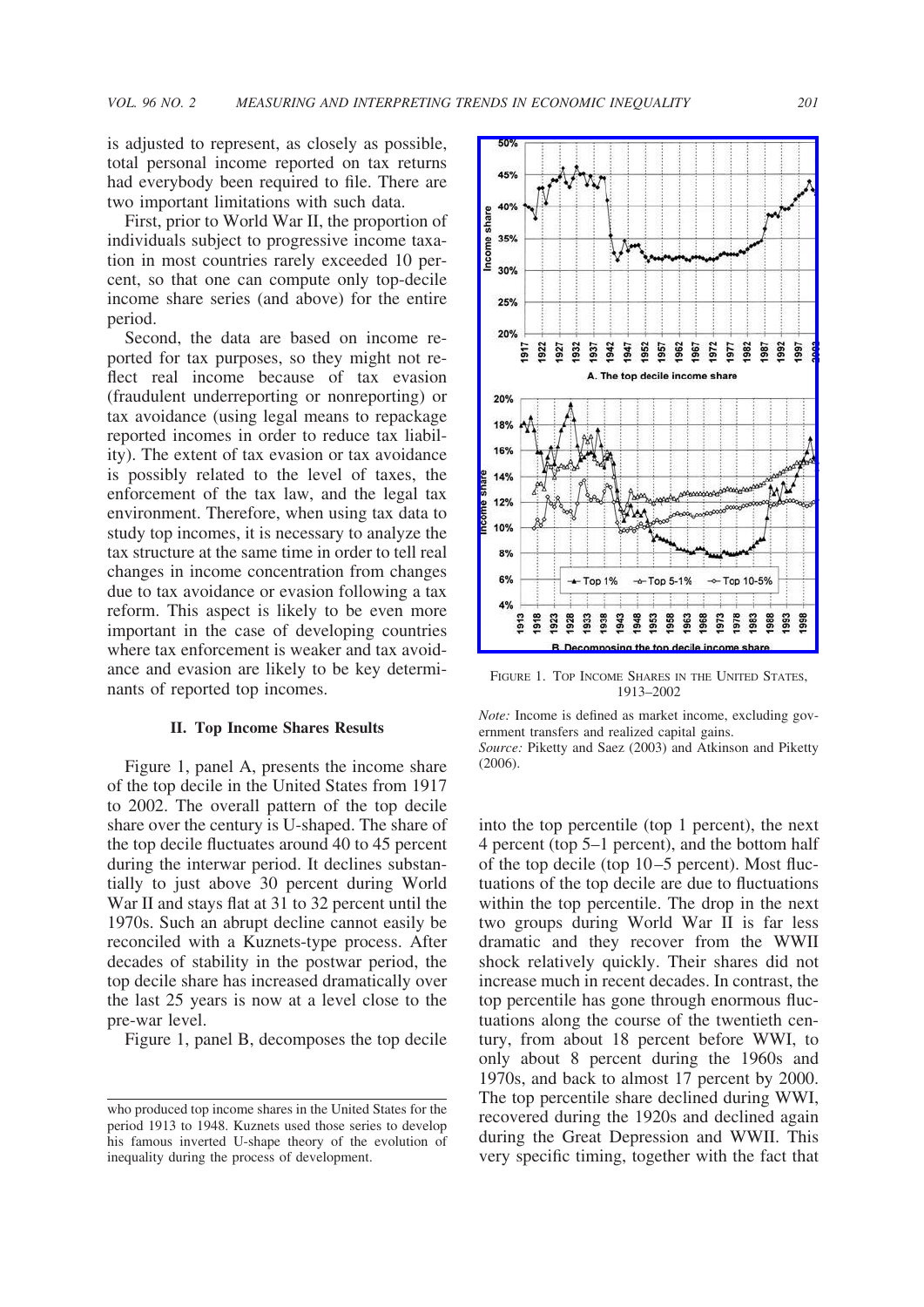is adjusted to represent, as closely as possible, total personal income reported on tax returns had everybody been required to file. There are two important limitations with such data.

First, prior to World War II, the proportion of individuals subject to progressive income taxation in most countries rarely exceeded 10 percent, so that one can compute only top-decile income share series (and above) for the entire period.

Second, the data are based on income reported for tax purposes, so they might not reflect real income because of tax evasion (fraudulent underreporting or nonreporting) or tax avoidance (using legal means to repackage reported incomes in order to reduce tax liability). The extent of tax evasion or tax avoidance is possibly related to the level of taxes, the enforcement of the tax law, and the legal tax environment. Therefore, when using tax data to study top incomes, it is necessary to analyze the tax structure at the same time in order to tell real changes in income concentration from changes due to tax avoidance or evasion following a tax reform. This aspect is likely to be even more important in the case of developing countries where tax enforcement is weaker and tax avoidance and evasion are likely to be key determinants of reported top incomes.

## II. Top Income Shares Results

Figure 1, panel A, presents the income share of the top decile in the United States from 1917 to 2002. The overall pattern of the top decile share over the century is U-shaped. The share of the top decile fluctuates around 40 to 45 percent during the interwar period. It declines substantially to just above 30 percent during World War II and stays flat at 31 to 32 percent until the 1970s. Such an abrupt decline cannot easily be reconciled with a Kuznets-type process. After decades of stability in the postwar period, the top decile share has increased dramatically over the last 25 years is now at a level close to the pre-war level.

Figure 1, panel B, decomposes the top decile into the top percentile (top 1 percent), the next 4 percent (top 5–1 percent), and the bottom half of the top decile (top 10–5 percent). Most fluctuations of the top decile are due to fluctuations within the top percentile. The drop in the next two groups during World War II is far less dramatic and they recover from the WWII shock relatively quickly. Their shares did not increase much in recent decades. In contrast, the top percentile has gone through enormous fluctuations along the course of the twentieth century, from about 18 percent before WWI, to only about 8 percent during the 1960s and 1970s, and back to almost 17 percent by 2000. The top percentile share declined during WWI, recovered during the 1920s and declined again during the Great Depression and WWII. This very specific timing, together with the fact that

FIGURE 1. TOP INCOME SHARES IN THE UNITED STATES, 1913–2002

A. The top decile income share

B. Decomposing the top decile income share

*Note:* Income is defined as market income, excluding government transfers and realized capital gains.
*Source:* Piketty and Saez (2003) and Atkinson and Piketty (2006).

who produced top income shares in the United States for the period 1913 to 1948. Kuznets used those series to develop his famous inverted U-shape theory of the evolution of inequality during the process of development.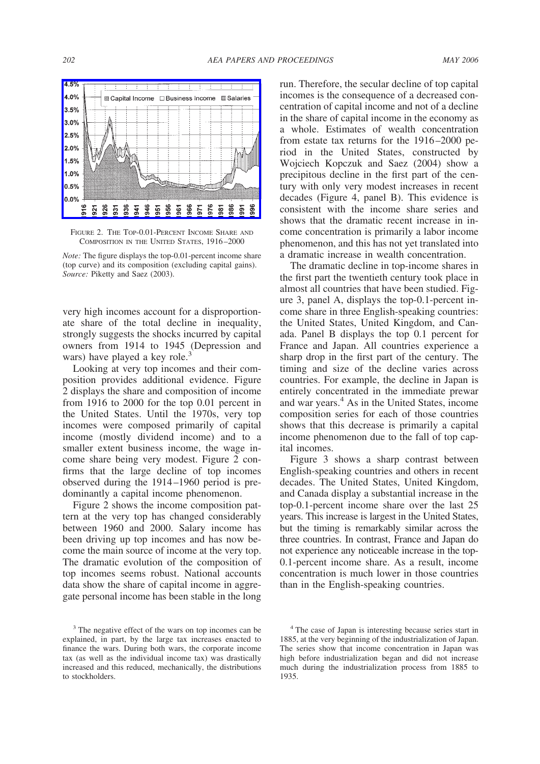FIGURE 2. THE TOP-0.01-PERCENT INCOME SHARE AND COMPOSITION IN THE UNITED STATES, 1916–2000

*Note:* The figure displays the top-0.01-percent income share (top curve) and its composition (excluding capital gains).
*Source:* Piketty and Saez (2003).

very high incomes account for a disproportionate share of the total decline in inequality, strongly suggests the shocks incurred by capital owners from 1914 to 1945 (Depression and wars) have played a key role.[3]

Looking at very top incomes and their composition provides additional evidence. Figure 2 displays the share and composition of income from 1916 to 2000 for the top 0.01 percent in the United States. Until the 1970s, very top incomes were composed primarily of capital income (mostly dividend income) and to a smaller extent business income, the wage income share being very modest. Figure 2 confirms that the large decline of top incomes observed during the 1914–1960 period is predominantly a capital income phenomenon.

Figure 2 shows the income composition pattern at the very top has changed considerably between 1960 and 2000. Salary income has been driving up top incomes and has now become the main source of income at the very top. The dramatic evolution of the composition of top incomes seems robust. National accounts data show the share of capital income in aggregate personal income has been stable in the long run. Therefore, the secular decline of top capital incomes is the consequence of a decreased concentration of capital income and not of a decline in the share of capital income in the economy as a whole. Estimates of wealth concentration from estate tax returns for the 1916–2000 period in the United States, constructed by Wojciech Kopczuk and Saez (2004) show a precipitous decline in the first part of the century with only very modest increases in recent decades (Figure 4, panel B). This evidence is consistent with the income share series and shows that the dramatic recent increase in income concentration is primarily a labor income phenomenon, and this has not yet translated into a dramatic increase in wealth concentration.

The dramatic decline in top-income shares in the first part the twentieth century took place in almost all countries that have been studied. Figure 3, panel A, displays the top-0.1-percent income share in three English-speaking countries: the United States, United Kingdom, and Canada. Panel B displays the top 0.1 percent for France and Japan. All countries experience a sharp drop in the first part of the century. The timing and size of the decline varies across countries. For example, the decline in Japan is entirely concentrated in the immediate prewar and war years.[4] As in the United States, income composition series for each of those countries shows that this decrease is primarily a capital income phenomenon due to the fall of top capital incomes.

Figure 3 shows a sharp contrast between English-speaking countries and others in recent decades. The United States, United Kingdom, and Canada display a substantial increase in the top-0.1-percent income share over the last 25 years. This increase is largest in the United States, but the timing is remarkably similar across the three countries. In contrast, France and Japan do not experience any noticeable increase in the top-0.1-percent income share. As a result, income concentration is much lower in those countries than in the English-speaking countries.

[3] The negative effect of the wars on top incomes can be explained, in part, by the large tax increases enacted to finance the wars. During both wars, the corporate income tax (as well as the individual income tax) was drastically increased and this reduced, mechanically, the distributions to stockholders.

[4] The case of Japan is interesting because series start in 1885, at the very beginning of the industrialization of Japan. The series show that income concentration in Japan was high before industrialization began and did not increase much during the industrialization process from 1885 to 1935.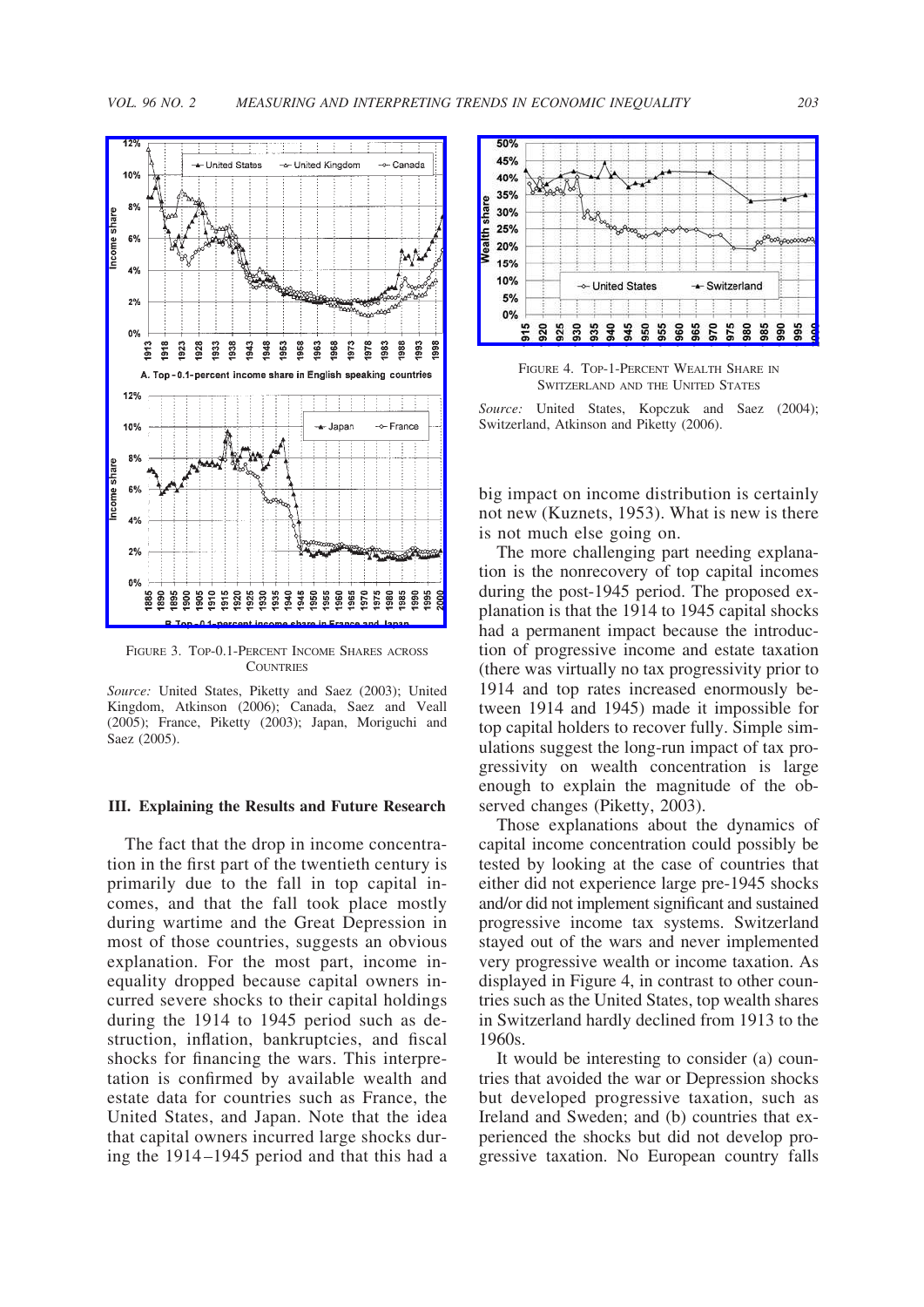FIGURE 3. TOP-0.1-PERCENT INCOME SHARES ACROSS COUNTRIES

*Source:* United States, Piketty and Saez (2003); United Kingdom, Atkinson (2006); Canada, Saez and Veall (2005); France, Piketty (2003); Japan, Moriguchi and Saez (2005).

### III. Explaining the Results and Future Research

The fact that the drop in income concentration in the first part of the twentieth century is primarily due to the fall in top capital incomes, and that the fall took place mostly during wartime and the Great Depression in most of those countries, suggests an obvious explanation. For the most part, income inequality dropped because capital owners incurred severe shocks to their capital holdings during the 1914 to 1945 period such as destruction, inflation, bankruptcies, and fiscal shocks for financing the wars. This interpretation is confirmed by available wealth and estate data for countries such as France, the United States, and Japan. Note that the idea that capital owners incurred large shocks during the 1914–1945 period and that this had a big impact on income distribution is certainly not new (Kuznets, 1953). What is new is there is not much else going on.

FIGURE 4. TOP-1-PERCENT WEALTH SHARE IN SWITZERLAND AND THE UNITED STATES

*Source:* United States, Kopczuk and Saez (2004); Switzerland, Atkinson and Piketty (2006).

The more challenging part needing explanation is the nonrecovery of top capital incomes during the post-1945 period. The proposed explanation is that the 1914 to 1945 capital shocks had a permanent impact because the introduction of progressive income and estate taxation (there was virtually no tax progressivity prior to 1914 and top rates increased enormously between 1914 and 1945) made it impossible for top capital holders to recover fully. Simple simulations suggest the long-run impact of tax progressivity on wealth concentration is large enough to explain the magnitude of the observed changes (Piketty, 2003).

Those explanations about the dynamics of capital income concentration could possibly be tested by looking at the case of countries that either did not experience large pre-1945 shocks and/or did not implement significant and sustained progressive income tax systems. Switzerland stayed out of the wars and never implemented very progressive wealth or income taxation. As displayed in Figure 4, in contrast to other countries such as the United States, top wealth shares in Switzerland hardly declined from 1913 to the 1960s.

It would be interesting to consider (a) countries that avoided the war or Depression shocks but developed progressive taxation, such as Ireland and Sweden; and (b) countries that experienced the shocks but did not develop progressive taxation. No European country falls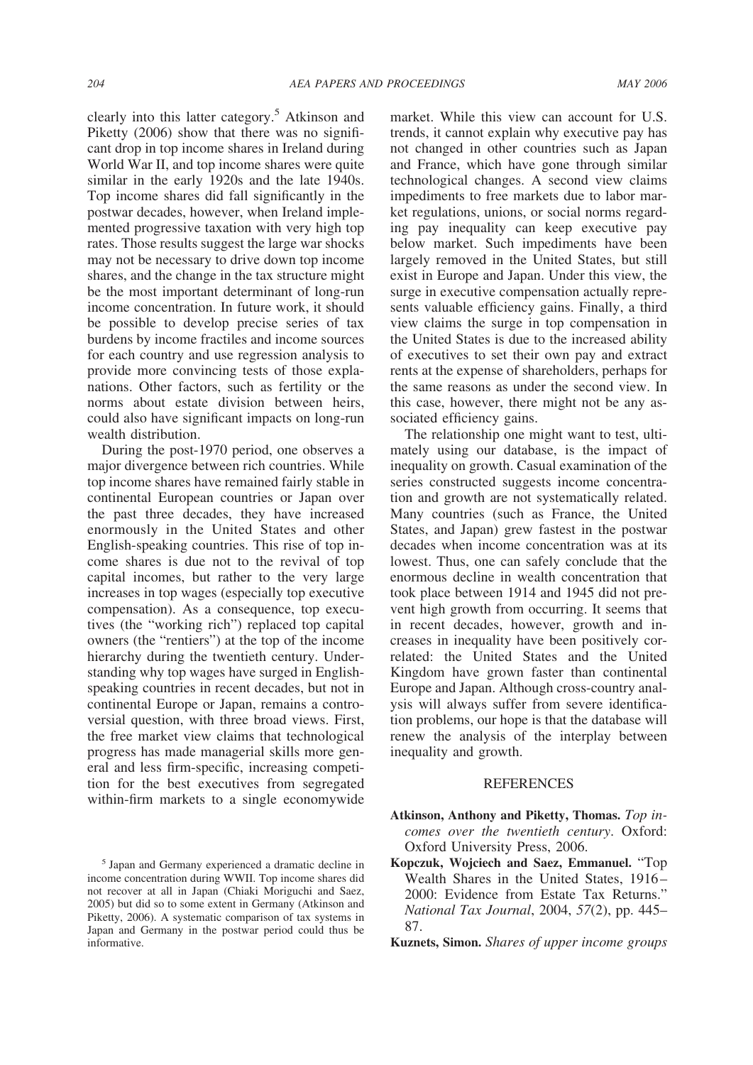clearly into this latter category.[5] Atkinson and Piketty (2006) show that there was no significant drop in top income shares in Ireland during World War II, and top income shares were quite similar in the early 1920s and the late 1940s. Top income shares did fall significantly in the postwar decades, however, when Ireland implemented progressive taxation with very high top rates. Those results suggest the large war shocks may not be necessary to drive down top income shares, and the change in the tax structure might be the most important determinant of long-run income concentration. In future work, it should be possible to develop precise series of tax burdens by income fractiles and income sources for each country and use regression analysis to provide more convincing tests of those explanations. Other factors, such as fertility or the norms about estate division between heirs, could also have significant impacts on long-run wealth distribution.

During the post-1970 period, one observes a major divergence between rich countries. While top income shares have remained fairly stable in continental European countries or Japan over the past three decades, they have increased enormously in the United States and other English-speaking countries. This rise of top income shares is due not to the revival of top capital incomes, but rather to the very large increases in top wages (especially top executive compensation). As a consequence, top executives (the "working rich") replaced top capital owners (the "rentiers") at the top of the income hierarchy during the twentieth century. Understanding why top wages have surged in English-speaking countries in recent decades, but not in continental Europe or Japan, remains a controversial question, with three broad views. First, the free market view claims that technological progress has made managerial skills more general and less firm-specific, increasing competition for the best executives from segregated within-firm markets to a single economywide market. While this view can account for U.S. trends, it cannot explain why executive pay has not changed in other countries such as Japan and France, which have gone through similar technological changes. A second view claims impediments to free markets due to labor market regulations, unions, or social norms regarding pay inequality can keep executive pay below market. Such impediments have been largely removed in the United States, but still exist in Europe and Japan. Under this view, the surge in executive compensation actually represents valuable efficiency gains. Finally, a third view claims the surge in top compensation in the United States is due to the increased ability of executives to set their own pay and extract rents at the expense of shareholders, perhaps for the same reasons as under the second view. In this case, however, there might not be any associated efficiency gains.

The relationship one might want to test, ultimately using our database, is the impact of inequality on growth. Casual examination of the series constructed suggests income concentration and growth are not systematically related. Many countries (such as France, the United States, and Japan) grew fastest in the postwar decades when income concentration was at its lowest. Thus, one can safely conclude that the enormous decline in wealth concentration that took place between 1914 and 1945 did not prevent high growth from occurring. It seems that in recent decades, however, growth and increases in inequality have been positively correlated: the United States and the United Kingdom have grown faster than continental Europe and Japan. Although cross-country analysis will always suffer from severe identification problems, our hope is that the database will renew the analysis of the interplay between inequality and growth.

[5] Japan and Germany experienced a dramatic decline in income concentration during WWII. Top income shares did not recover at all in Japan (Chiaki Moriguchi and Saez, 2005) but did so to some extent in Germany (Atkinson and Piketty, 2006). A systematic comparison of tax systems in Japan and Germany in the postwar period could thus be informative.

## REFERENCES

**Atkinson, Anthony and Piketty, Thomas.** *Top incomes over the twentieth century*. Oxford: Oxford University Press, 2006.

**Kopczuk, Wojciech and Saez, Emmanuel.** "Top Wealth Shares in the United States, 1916–2000: Evidence from Estate Tax Returns." *National Tax Journal*, 2004, *57*(2), pp. 445–87.

**Kuznets, Simon.** *Shares of upper income groups*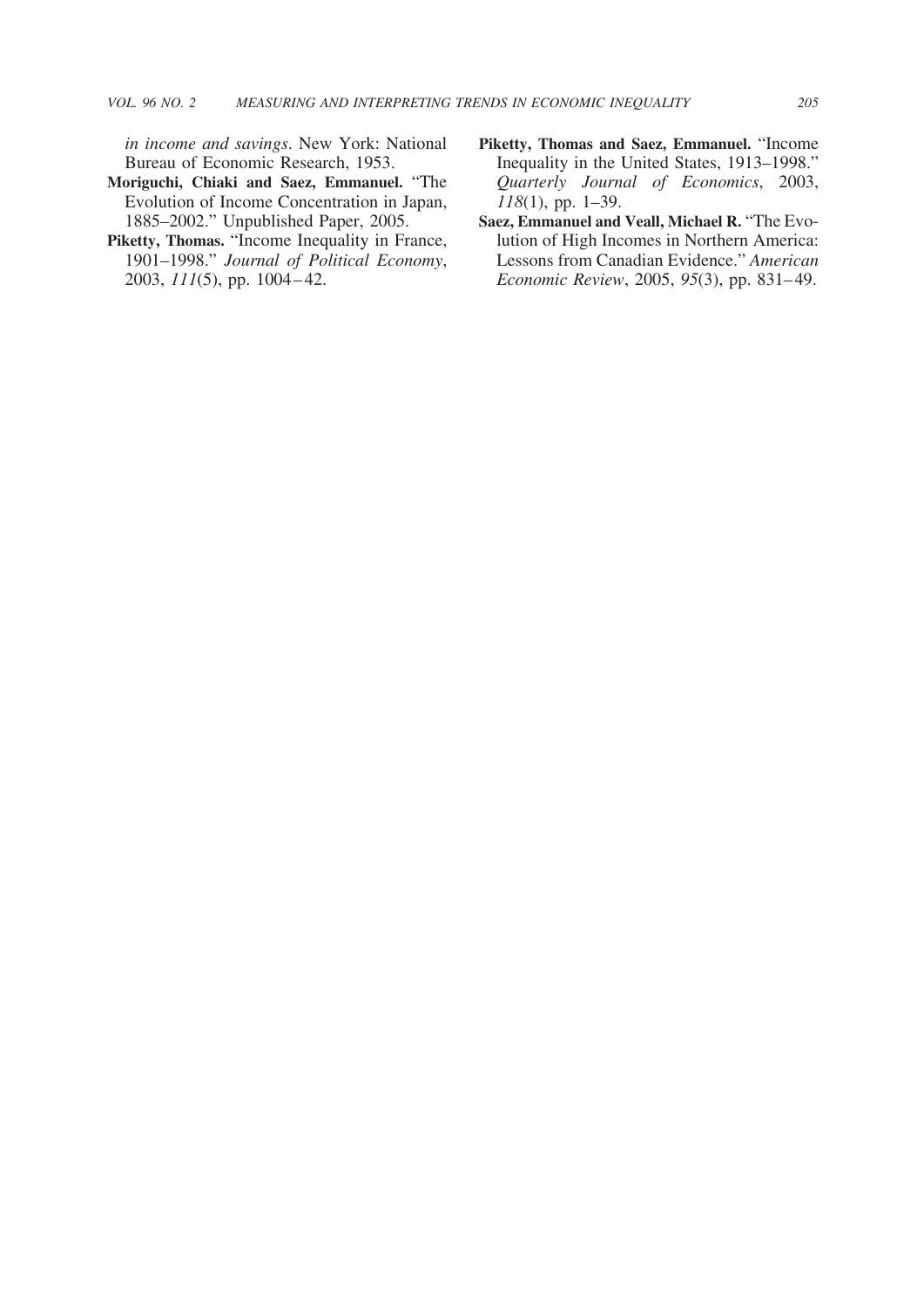*in income and savings*. New York: National Bureau of Economic Research, 1953.

**Moriguchi, Chiaki and Saez, Emmanuel.** "The Evolution of Income Concentration in Japan, 1885–2002." Unpublished Paper, 2005.

**Piketty, Thomas.** "Income Inequality in France, 1901–1998." *Journal of Political Economy*, 2003, *111*(5), pp. 1004–42.

**Piketty, Thomas and Saez, Emmanuel.** "Income Inequality in the United States, 1913–1998." *Quarterly Journal of Economics*, 2003, *118*(1), pp. 1–39.

**Saez, Emmanuel and Veall, Michael R.** "The Evolution of High Incomes in Northern America: Lessons from Canadian Evidence." *American Economic Review*, 2005, *95*(3), pp. 831–49.